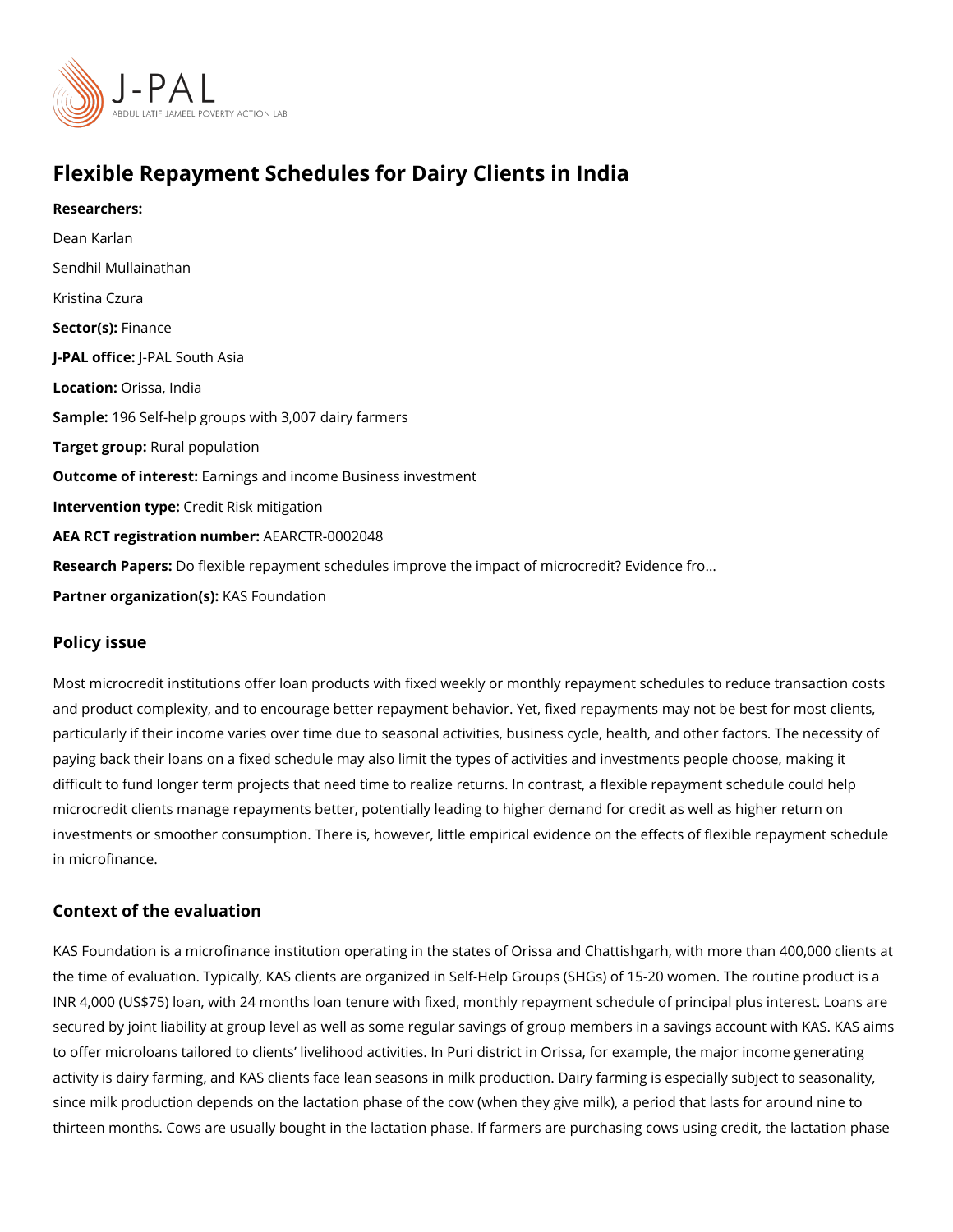# Flexible Repayment Schedules for Dairy Clients in India

**Researchers:**

Dean Karlan

Sendhil Mullainathan

Kristina Czura

**Sector(s):** Finance

**J-PAL office:** J-PAL South Asia

**Location:** Orissa, India

**Sample:** 196 Self-help groups with 3,007 dairy farmers

**Target group:** Rural population

**Outcome of interest:** Earnings and income Business investment

**Intervention type:** Credit Risk mitigation

**AEA RCT registration number:** AEARCTR-0002048

**Research Papers:** Do flexible repayment schedules improve the impact of microcredit? Evidence fro...

**Partner organization(s):** KAS Foundation

## Policy issue

Most microcredit institutions offer loan products with fixed weekly or monthly repayment schedules to reduce transaction costs and product complexity, and to encourage better repayment behavior. Yet, fixed repayments may not be best for most clients, particularly if their income varies over time due to seasonal activities, business cycle, health, and other factors. The necessity of paying back their loans on a fixed schedule may also limit the types of activities and investments people choose, making it difficult to fund longer term projects that need time to realize returns. In contrast, a flexible repayment schedule could help microcredit clients manage repayments better, potentially leading to higher demand for credit as well as higher return on investments or smoother consumption. There is, however, little empirical evidence on the effects of flexible repayment schedule in microfinance.

## Context of the evaluation

KAS Foundation is a microfinance institution operating in the states of Orissa and Chattishgarh, with more than 400,000 clients at the time of evaluation. Typically, KAS clients are organized in Self-Help Groups (SHGs) of 15-20 women. The routine product is a INR 4,000 (US$75) loan, with 24 months loan tenure with fixed, monthly repayment schedule of principal plus interest. Loans are secured by joint liability at group level as well as some regular savings of group members in a savings account with KAS. KAS aims to offer microloans tailored to clients' livelihood activities. In Puri district in Orissa, for example, the major income generating activity is dairy farming, and KAS clients face lean seasons in milk production. Dairy farming is especially subject to seasonality, since milk production depends on the lactation phase of the cow (when they give milk), a period that lasts for around nine to thirteen months. Cows are usually bought in the lactation phase. If farmers are purchasing cows using credit, the lactation phase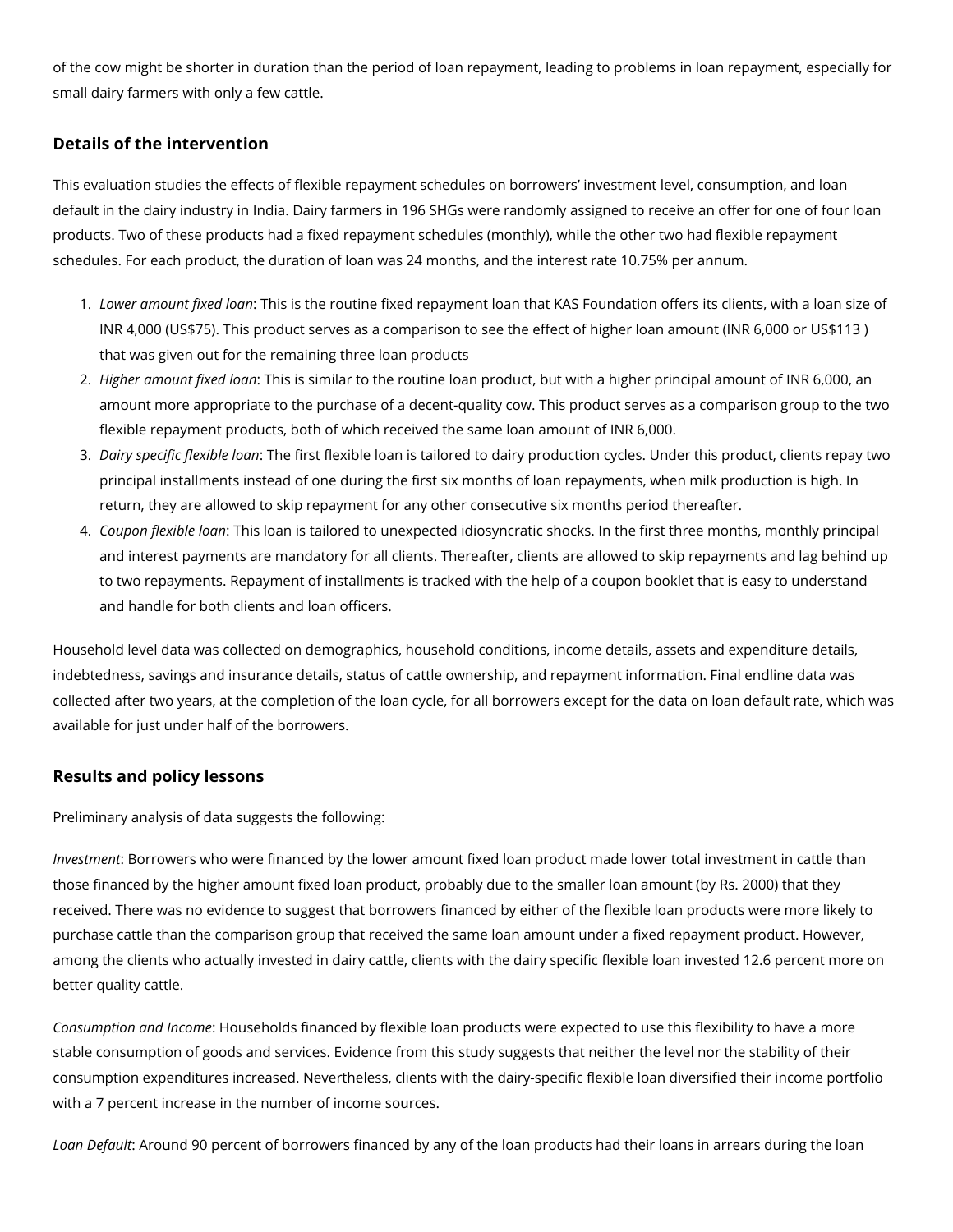of the cow might be shorter in duration than the period of loan repayment, leading to problems in loan repayment, especially for small dairy farmers with only a few cattle.

## Details of the intervention

This evaluation studies the effects of flexible repayment schedules on borrowers' investment level, consumption, and loan default in the dairy industry in India. Dairy farmers in 196 SHGs were randomly assigned to receive an offer for one of four loan products. Two of these products had a fixed repayment schedules (monthly), while the other two had flexible repayment schedules. For each product, the duration of loan was 24 months, and the interest rate 10.75% per annum.

1. *Lower amount fixed loan*: This is the routine fixed repayment loan that KAS Foundation offers its clients, with a loan size of INR 4,000 (US$75). This product serves as a comparison to see the effect of higher loan amount (INR 6,000 or US$113 ) that was given out for the remaining three loan products
2. *Higher amount fixed loan*: This is similar to the routine loan product, but with a higher principal amount of INR 6,000, an amount more appropriate to the purchase of a decent-quality cow. This product serves as a comparison group to the two flexible repayment products, both of which received the same loan amount of INR 6,000.
3. *Dairy specific flexible loan*: The first flexible loan is tailored to dairy production cycles. Under this product, clients repay two principal installments instead of one during the first six months of loan repayments, when milk production is high. In return, they are allowed to skip repayment for any other consecutive six months period thereafter.
4. *Coupon flexible loan*: This loan is tailored to unexpected idiosyncratic shocks. In the first three months, monthly principal and interest payments are mandatory for all clients. Thereafter, clients are allowed to skip repayments and lag behind up to two repayments. Repayment of installments is tracked with the help of a coupon booklet that is easy to understand and handle for both clients and loan officers.

Household level data was collected on demographics, household conditions, income details, assets and expenditure details, indebtedness, savings and insurance details, status of cattle ownership, and repayment information. Final endline data was collected after two years, at the completion of the loan cycle, for all borrowers except for the data on loan default rate, which was available for just under half of the borrowers.

## Results and policy lessons

Preliminary analysis of data suggests the following:

*Investment*: Borrowers who were financed by the lower amount fixed loan product made lower total investment in cattle than those financed by the higher amount fixed loan product, probably due to the smaller loan amount (by Rs. 2000) that they received. There was no evidence to suggest that borrowers financed by either of the flexible loan products were more likely to purchase cattle than the comparison group that received the same loan amount under a fixed repayment product. However, among the clients who actually invested in dairy cattle, clients with the dairy specific flexible loan invested 12.6 percent more on better quality cattle.

*Consumption and Income*: Households financed by flexible loan products were expected to use this flexibility to have a more stable consumption of goods and services. Evidence from this study suggests that neither the level nor the stability of their consumption expenditures increased. Nevertheless, clients with the dairy-specific flexible loan diversified their income portfolio with a 7 percent increase in the number of income sources.

*Loan Default*: Around 90 percent of borrowers financed by any of the loan products had their loans in arrears during the loan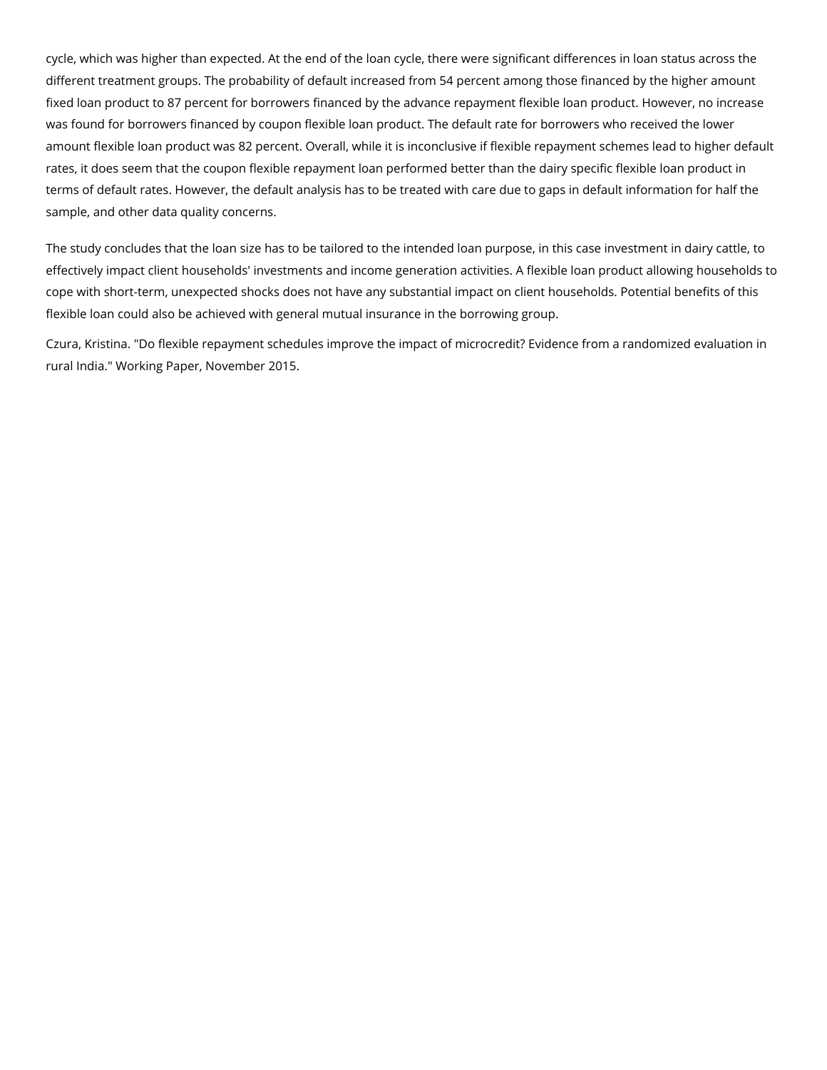cycle, which was higher than expected. At the end of the loan cycle, there were significant differences in loan status across the different treatment groups. The probability of default increased from 54 percent among those financed by the higher amount fixed loan product to 87 percent for borrowers financed by the advance repayment flexible loan product. However, no increase was found for borrowers financed by coupon flexible loan product. The default rate for borrowers who received the lower amount flexible loan product was 82 percent. Overall, while it is inconclusive if flexible repayment schemes lead to higher default rates, it does seem that the coupon flexible repayment loan performed better than the dairy specific flexible loan product in terms of default rates. However, the default analysis has to be treated with care due to gaps in default information for half the sample, and other data quality concerns.

The study concludes that the loan size has to be tailored to the intended loan purpose, in this case investment in dairy cattle, to effectively impact client households' investments and income generation activities. A flexible loan product allowing households to cope with short-term, unexpected shocks does not have any substantial impact on client households. Potential benefits of this flexible loan could also be achieved with general mutual insurance in the borrowing group.

Czura, Kristina. "Do flexible repayment schedules improve the impact of microcredit? Evidence from a randomized evaluation in rural India." Working Paper, November 2015.